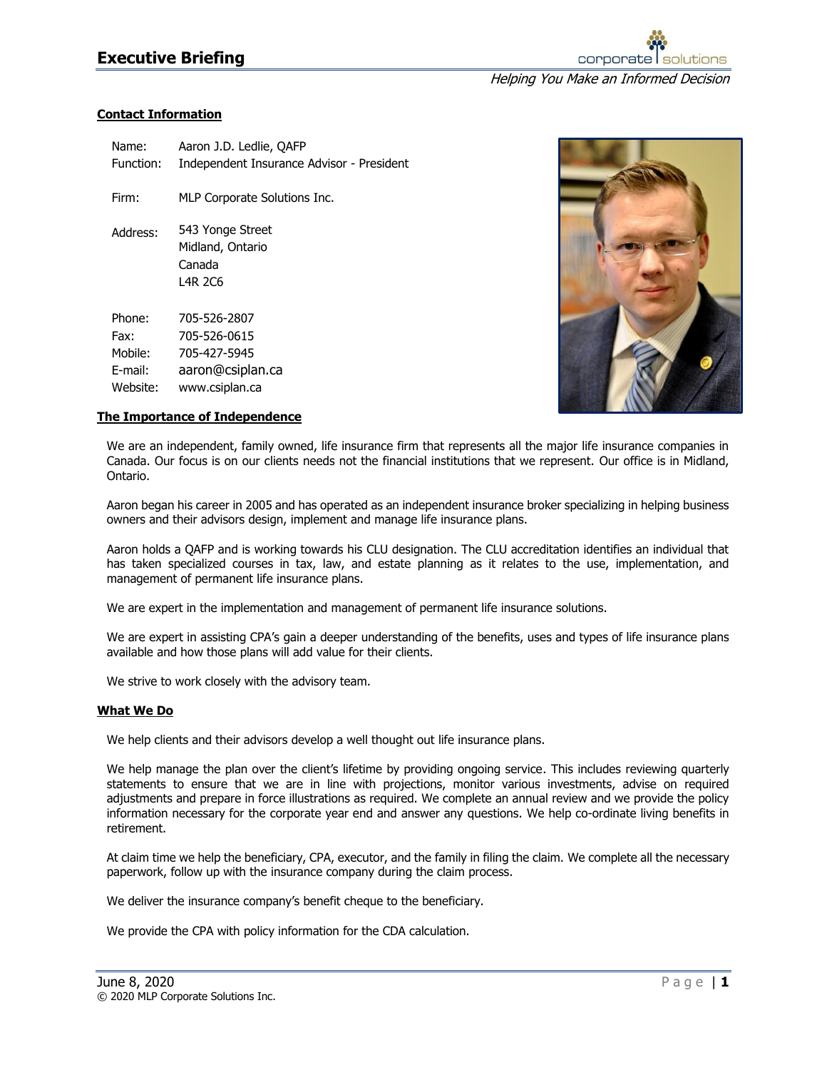# Executive Briefing

*Helping You Make an Informed Decision*

## Contact Information

Name: Aaron J.D. Ledlie, QAFP
Function: Independent Insurance Advisor - President

Firm: MLP Corporate Solutions Inc.

Address: 543 Yonge Street
Midland, Ontario
Canada
L4R 2C6

Phone: 705-526-2807
Fax: 705-526-0615
Mobile: 705-427-5945
E-mail: aaron@csiplan.ca
Website: www.csiplan.ca

## The Importance of Independence

We are an independent, family owned, life insurance firm that represents all the major life insurance companies in Canada. Our focus is on our clients needs not the financial institutions that we represent. Our office is in Midland, Ontario.

Aaron began his career in 2005 and has operated as an independent insurance broker specializing in helping business owners and their advisors design, implement and manage life insurance plans.

Aaron holds a QAFP and is working towards his CLU designation. The CLU accreditation identifies an individual that has taken specialized courses in tax, law, and estate planning as it relates to the use, implementation, and management of permanent life insurance plans.

We are expert in the implementation and management of permanent life insurance solutions.

We are expert in assisting CPA's gain a deeper understanding of the benefits, uses and types of life insurance plans available and how those plans will add value for their clients.

We strive to work closely with the advisory team.

## What We Do

We help clients and their advisors develop a well thought out life insurance plans.

We help manage the plan over the client's lifetime by providing ongoing service. This includes reviewing quarterly statements to ensure that we are in line with projections, monitor various investments, advise on required adjustments and prepare in force illustrations as required. We complete an annual review and we provide the policy information necessary for the corporate year end and answer any questions. We help co-ordinate living benefits in retirement.

At claim time we help the beneficiary, CPA, executor, and the family in filing the claim. We complete all the necessary paperwork, follow up with the insurance company during the claim process.

We deliver the insurance company's benefit cheque to the beneficiary.

We provide the CPA with policy information for the CDA calculation.

June 8, 2020
© 2020 MLP Corporate Solutions Inc.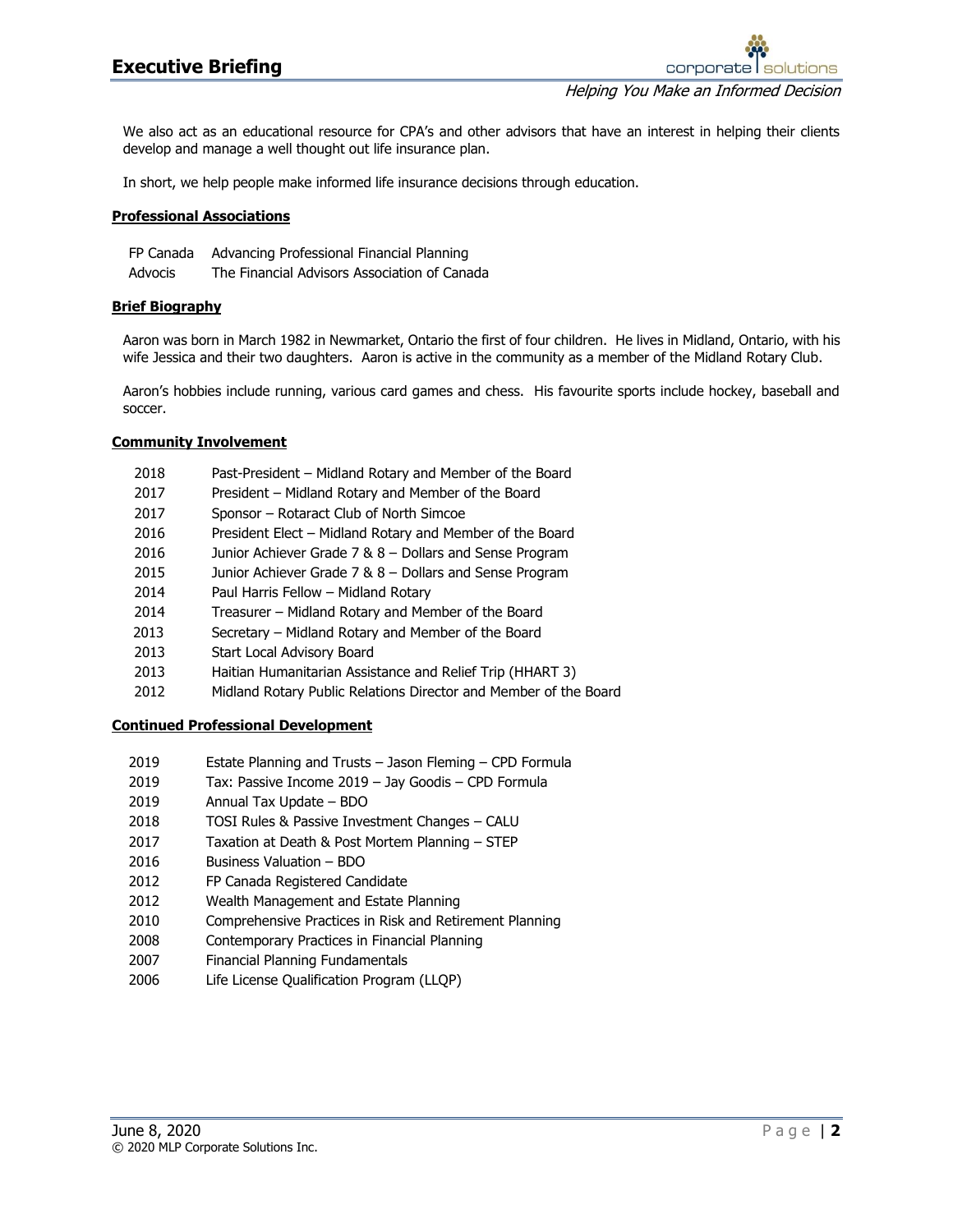We also act as an educational resource for CPA's and other advisors that have an interest in helping their clients develop and manage a well thought out life insurance plan.

In short, we help people make informed life insurance decisions through education.

## Professional Associations

| | |
|---|---|
| FP Canada | Advancing Professional Financial Planning |
| Advocis | The Financial Advisors Association of Canada |

## Brief Biography

Aaron was born in March 1982 in Newmarket, Ontario the first of four children. He lives in Midland, Ontario, with his wife Jessica and their two daughters. Aaron is active in the community as a member of the Midland Rotary Club.

Aaron's hobbies include running, various card games and chess. His favourite sports include hockey, baseball and soccer.

## Community Involvement

| | |
|---|---|
| 2018 | Past-President – Midland Rotary and Member of the Board |
| 2017 | President – Midland Rotary and Member of the Board |
| 2017 | Sponsor – Rotaract Club of North Simcoe |
| 2016 | President Elect – Midland Rotary and Member of the Board |
| 2016 | Junior Achiever Grade 7 & 8 – Dollars and Sense Program |
| 2015 | Junior Achiever Grade 7 & 8 – Dollars and Sense Program |
| 2014 | Paul Harris Fellow – Midland Rotary |
| 2014 | Treasurer – Midland Rotary and Member of the Board |
| 2013 | Secretary – Midland Rotary and Member of the Board |
| 2013 | Start Local Advisory Board |
| 2013 | Haitian Humanitarian Assistance and Relief Trip (HHART 3) |
| 2012 | Midland Rotary Public Relations Director and Member of the Board |

## Continued Professional Development

| | |
|---|---|
| 2019 | Estate Planning and Trusts – Jason Fleming – CPD Formula |
| 2019 | Tax: Passive Income 2019 – Jay Goodis – CPD Formula |
| 2019 | Annual Tax Update – BDO |
| 2018 | TOSI Rules & Passive Investment Changes – CALU |
| 2017 | Taxation at Death & Post Mortem Planning – STEP |
| 2016 | Business Valuation – BDO |
| 2012 | FP Canada Registered Candidate |
| 2012 | Wealth Management and Estate Planning |
| 2010 | Comprehensive Practices in Risk and Retirement Planning |
| 2008 | Contemporary Practices in Financial Planning |
| 2007 | Financial Planning Fundamentals |
| 2006 | Life License Qualification Program (LLQP) |